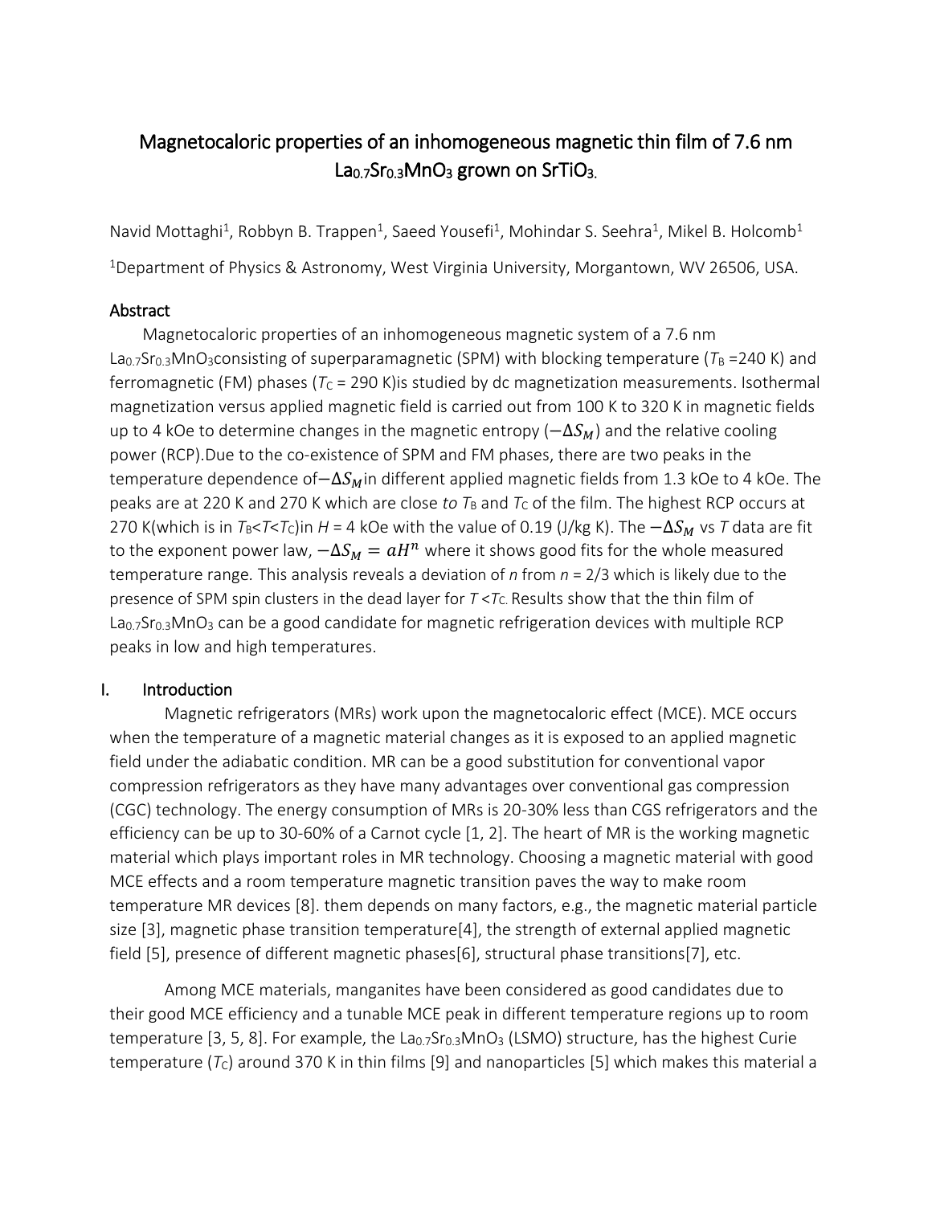# Magnetocaloric properties of an inhomogeneous magnetic thin film of 7.6 nm $La_{0.7}Sr_{0.3}MnO_3$ grown on $SrTiO_3$.

Navid Mottaghi[1], Robbyn B. Trappen[1], Saeed Yousefi[1], Mohindar S. Seehra[1], Mikel B. Holcomb[1]

[1]Department of Physics & Astronomy, West Virginia University, Morgantown, WV 26506, USA.

## Abstract

Magnetocaloric properties of an inhomogeneous magnetic system of a 7.6 nm $La_{0.7}Sr_{0.3}MnO_3$consisting of superparamagnetic (SPM) with blocking temperature ($T_B$ =240 K) and ferromagnetic (FM) phases ($T_C$ = 290 K)is studied by dc magnetization measurements. Isothermal magnetization versus applied magnetic field is carried out from 100 K to 320 K in magnetic fields up to 4 kOe to determine changes in the magnetic entropy ($-\Delta S_M$) and the relative cooling power (RCP).Due to the co-existence of SPM and FM phases, there are two peaks in the temperature dependence of$-\Delta S_M$in different applied magnetic fields from 1.3 kOe to 4 kOe. The peaks are at 220 K and 270 K which are close *to* $T_B$ and $T_C$ of the film. The highest RCP occurs at 270 K(which is in $T_B<T<T_C$)in $H$ = 4 kOe with the value of 0.19 (J/kg K). The $-\Delta S_M$ vs $T$ data are fit to the exponent power law, $-\Delta S_M = aH^n$ where it shows good fits for the whole measured temperature range. This analysis reveals a deviation of $n$ from $n$ = 2/3 which is likely due to the presence of SPM spin clusters in the dead layer for $T<T_C$. Results show that the thin film of $La_{0.7}Sr_{0.3}MnO_3$ can be a good candidate for magnetic refrigeration devices with multiple RCP peaks in low and high temperatures.

## I. Introduction

Magnetic refrigerators (MRs) work upon the magnetocaloric effect (MCE). MCE occurs when the temperature of a magnetic material changes as it is exposed to an applied magnetic field under the adiabatic condition. MR can be a good substitution for conventional vapor compression refrigerators as they have many advantages over conventional gas compression (CGC) technology. The energy consumption of MRs is 20-30% less than CGS refrigerators and the efficiency can be up to 30-60% of a Carnot cycle [1, 2]. The heart of MR is the working magnetic material which plays important roles in MR technology. Choosing a magnetic material with good MCE effects and a room temperature magnetic transition paves the way to make room temperature MR devices [8]. them depends on many factors, e.g., the magnetic material particle size [3], magnetic phase transition temperature[4], the strength of external applied magnetic field [5], presence of different magnetic phases[6], structural phase transitions[7], etc.

Among MCE materials, manganites have been considered as good candidates due to their good MCE efficiency and a tunable MCE peak in different temperature regions up to room temperature [3, 5, 8]. For example, the $La_{0.7}Sr_{0.3}MnO_3$ (LSMO) structure, has the highest Curie temperature ($T_C$) around 370 K in thin films [9] and nanoparticles [5] which makes this material a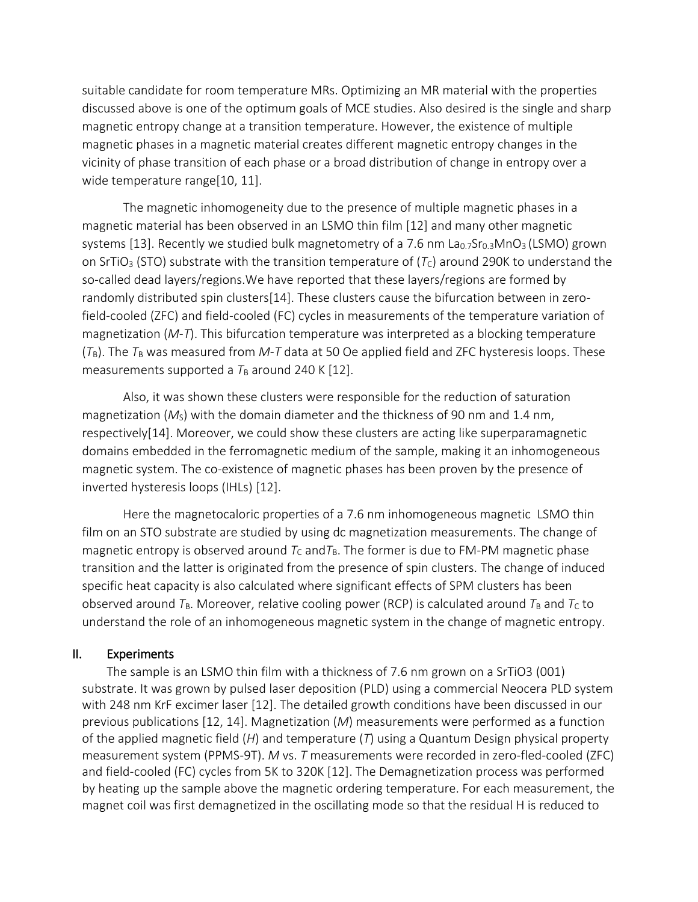suitable candidate for room temperature MRs. Optimizing an MR material with the properties discussed above is one of the optimum goals of MCE studies. Also desired is the single and sharp magnetic entropy change at a transition temperature. However, the existence of multiple magnetic phases in a magnetic material creates different magnetic entropy changes in the vicinity of phase transition of each phase or a broad distribution of change in entropy over a wide temperature range[10, 11].

The magnetic inhomogeneity due to the presence of multiple magnetic phases in a magnetic material has been observed in an LSMO thin film [12] and many other magnetic systems [13]. Recently we studied bulk magnetometry of a 7.6 nm $La_{0.7}Sr_{0.3}MnO_3$ (LSMO) grown on $SrTiO_3$ (STO) substrate with the transition temperature of ($T_C$) around 290K to understand the so-called dead layers/regions.We have reported that these layers/regions are formed by randomly distributed spin clusters[14]. These clusters cause the bifurcation between in zero-field-cooled (ZFC) and field-cooled (FC) cycles in measurements of the temperature variation of magnetization (*M*-*T*). This bifurcation temperature was interpreted as a blocking temperature ($T_B$). The $T_B$ was measured from *M*-*T* data at 50 Oe applied field and ZFC hysteresis loops. These measurements supported a $T_B$ around 240 K [12].

Also, it was shown these clusters were responsible for the reduction of saturation magnetization ($M_S$) with the domain diameter and the thickness of 90 nm and 1.4 nm, respectively[14]. Moreover, we could show these clusters are acting like superparamagnetic domains embedded in the ferromagnetic medium of the sample, making it an inhomogeneous magnetic system. The co-existence of magnetic phases has been proven by the presence of inverted hysteresis loops (IHLs) [12].

Here the magnetocaloric properties of a 7.6 nm inhomogeneous magnetic LSMO thin film on an STO substrate are studied by using dc magnetization measurements. The change of magnetic entropy is observed around $T_C$ and$T_B$. The former is due to FM-PM magnetic phase transition and the latter is originated from the presence of spin clusters. The change of induced specific heat capacity is also calculated where significant effects of SPM clusters has been observed around $T_B$. Moreover, relative cooling power (RCP) is calculated around $T_B$ and $T_C$ to understand the role of an inhomogeneous magnetic system in the change of magnetic entropy.

## II. Experiments

The sample is an LSMO thin film with a thickness of 7.6 nm grown on a SrTiO3 (001) substrate. It was grown by pulsed laser deposition (PLD) using a commercial Neocera PLD system with 248 nm KrF excimer laser [12]. The detailed growth conditions have been discussed in our previous publications [12, 14]. Magnetization (*M*) measurements were performed as a function of the applied magnetic field (*H*) and temperature (*T*) using a Quantum Design physical property measurement system (PPMS-9T). *M* vs. *T* measurements were recorded in zero-fled-cooled (ZFC) and field-cooled (FC) cycles from 5K to 320K [12]. The Demagnetization process was performed by heating up the sample above the magnetic ordering temperature. For each measurement, the magnet coil was first demagnetized in the oscillating mode so that the residual H is reduced to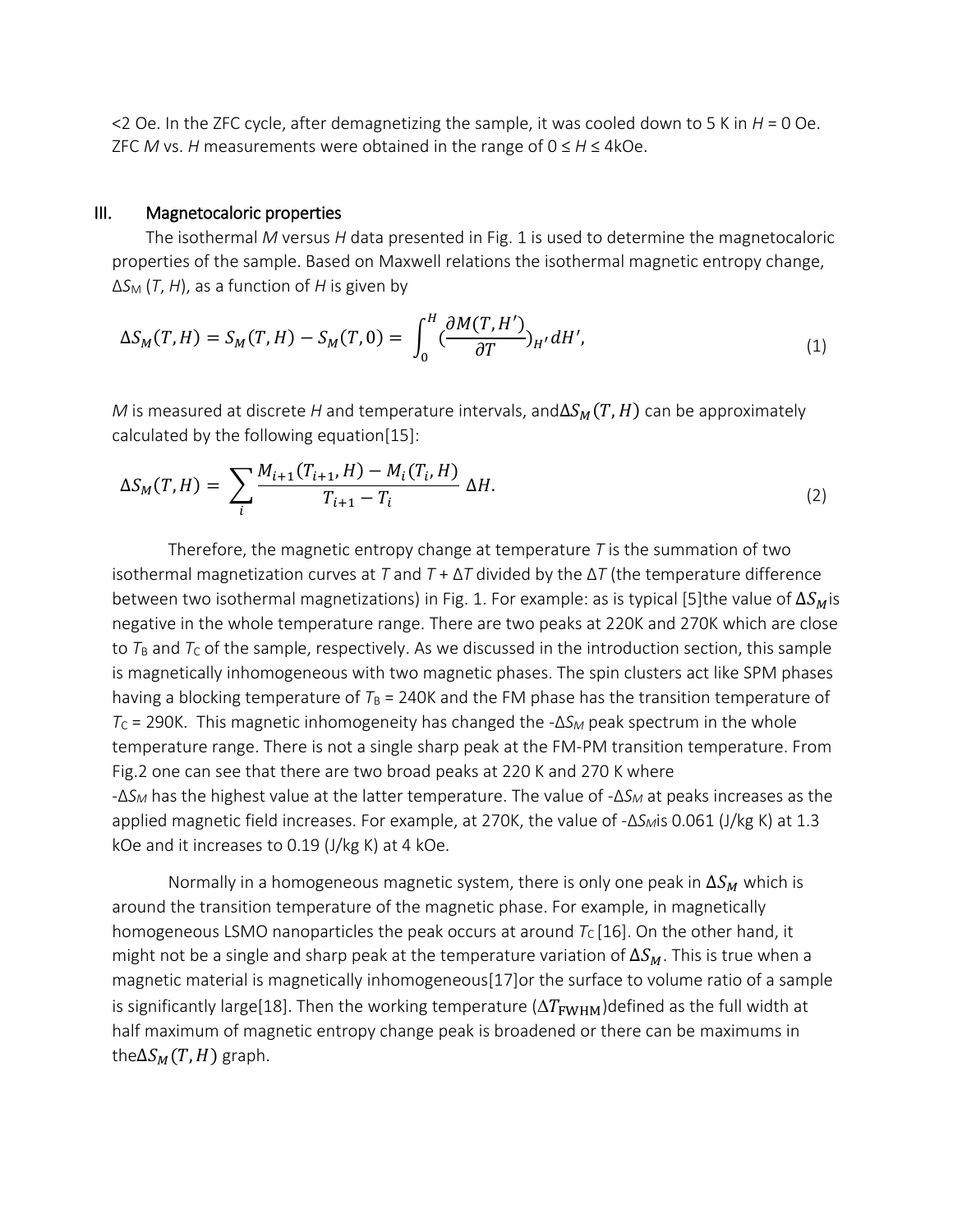<2 Oe. In the ZFC cycle, after demagnetizing the sample, it was cooled down to 5 K in $H$ = 0 Oe. ZFC $M$ vs. $H$ measurements were obtained in the range of $0 \leq H \leq$ 4kOe.

## III. Magnetocaloric properties

The isothermal $M$ versus $H$ data presented in Fig. 1 is used to determine the magnetocaloric properties of the sample. Based on Maxwell relations the isothermal magnetic entropy change, $\Delta S_M$ ($T$, $H$), as a function of $H$ is given by

$$\Delta S_M(T,H) = S_M(T,H) - S_M(T,0) = \int_0^H (\frac{\partial M(T,H')}{\partial T})_{H'} dH', \tag{1}$$

$M$ is measured at discrete $H$ and temperature intervals, and$\Delta S_M(T,H)$ can be approximately calculated by the following equation[15]:

$$\Delta S_M(T,H) = \sum_i \frac{M_{i+1}(T_{i+1},H) - M_i(T_i,H)}{T_{i+1} - T_i} \Delta H. \tag{2}$$

Therefore, the magnetic entropy change at temperature $T$ is the summation of two isothermal magnetization curves at $T$ and $T + \Delta T$ divided by the $\Delta T$ (the temperature difference between two isothermal magnetizations) in Fig. 1. For example: as is typical [5]the value of $\Delta S_M$is negative in the whole temperature range. There are two peaks at 220K and 270K which are close to $T_B$ and $T_C$ of the sample, respectively. As we discussed in the introduction section, this sample is magnetically inhomogeneous with two magnetic phases. The spin clusters act like SPM phases having a blocking temperature of $T_B$ = 240K and the FM phase has the transition temperature of $T_C$ = 290K. This magnetic inhomogeneity has changed the -$\Delta S_M$ peak spectrum in the whole temperature range. There is not a single sharp peak at the FM-PM transition temperature. From Fig.2 one can see that there are two broad peaks at 220 K and 270 K where -$\Delta S_M$ has the highest value at the latter temperature. The value of -$\Delta S_M$ at peaks increases as the applied magnetic field increases. For example, at 270K, the value of -$\Delta S_M$is 0.061 (J/kg K) at 1.3 kOe and it increases to 0.19 (J/kg K) at 4 kOe.

Normally in a homogeneous magnetic system, there is only one peak in $\Delta S_M$ which is around the transition temperature of the magnetic phase. For example, in magnetically homogeneous LSMO nanoparticles the peak occurs at around $T_C$ [16]. On the other hand, it might not be a single and sharp peak at the temperature variation of $\Delta S_M$. This is true when a magnetic material is magnetically inhomogeneous[17]or the surface to volume ratio of a sample is significantly large[18]. Then the working temperature ($\Delta T_{\mathrm{FWHM}}$)defined as the full width at half maximum of magnetic entropy change peak is broadened or there can be maximums in the$\Delta S_M(T,H)$ graph.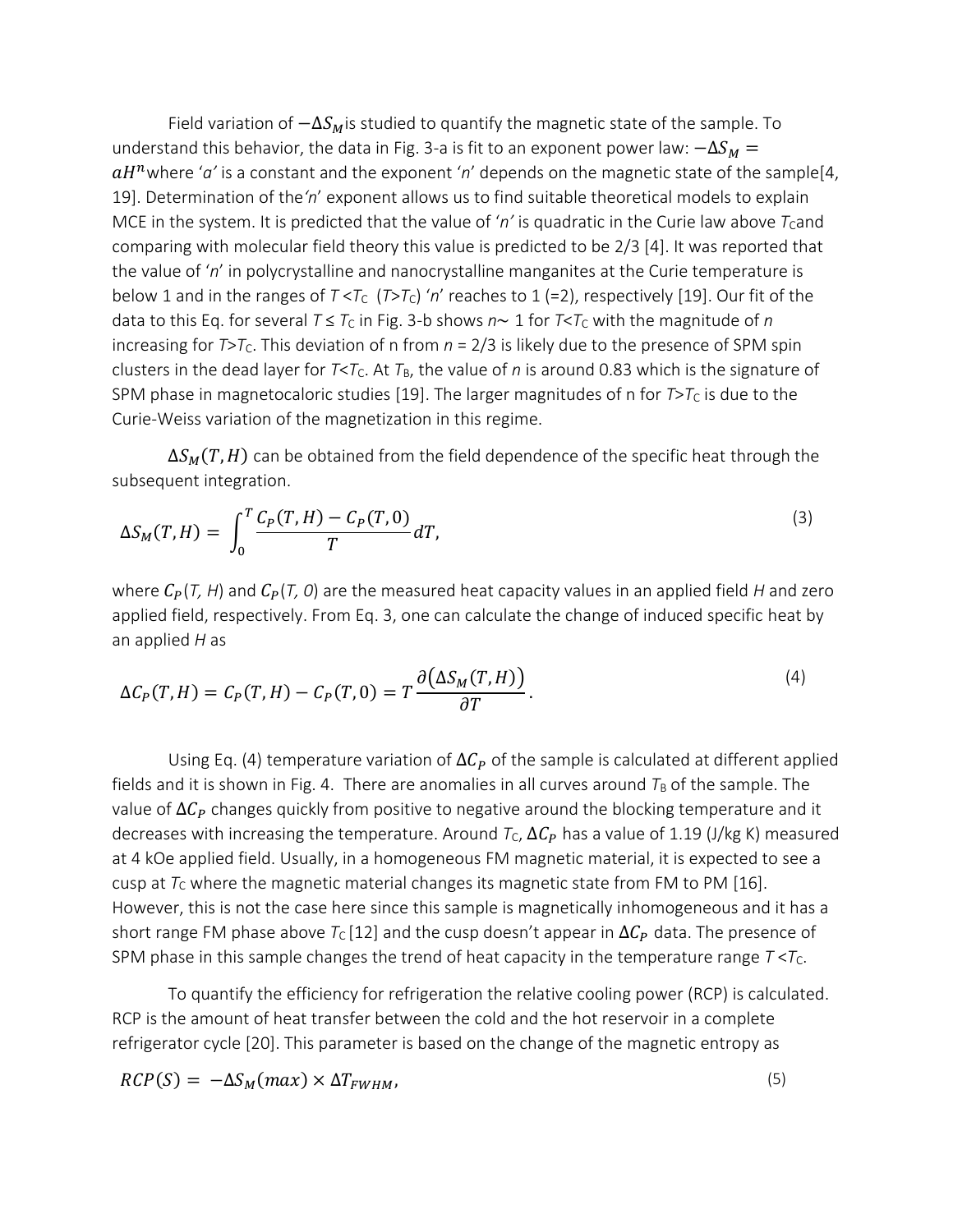Field variation of $-\Delta S_M$ is studied to quantify the magnetic state of the sample. To understand this behavior, the data in Fig. 3-a is fit to an exponent power law: $-\Delta S_M = aH^n$ where '*a*' is a constant and the exponent '*n*' depends on the magnetic state of the sample[4, 19]. Determination of the '*n*' exponent allows us to find suitable theoretical models to explain MCE in the system. It is predicted that the value of '*n*' is quadratic in the Curie law above $T_C$ and comparing with molecular field theory this value is predicted to be 2/3 [4]. It was reported that the value of '*n*' in polycrystalline and nanocrystalline manganites at the Curie temperature is below 1 and in the ranges of $T < T_C$ ($T > T_C$) '*n*' reaches to 1 (=2), respectively [19]. Our fit of the data to this Eq. for several $T \leq T_C$ in Fig. 3-b shows $n \sim 1$ for $T < T_C$ with the magnitude of *n* increasing for $T > T_C$. This deviation of n from $n = 2/3$ is likely due to the presence of SPM spin clusters in the dead layer for $T < T_C$. At $T_B$, the value of *n* is around 0.83 which is the signature of SPM phase in magnetocaloric studies [19]. The larger magnitudes of n for $T > T_C$ is due to the Curie-Weiss variation of the magnetization in this regime.

$\Delta S_M(T, H)$ can be obtained from the field dependence of the specific heat through the subsequent integration.

$$\Delta S_M(T, H) = \int_0^T \frac{C_P(T, H) - C_P(T, 0)}{T} dT, \tag{3}$$

where $C_P(T, H)$ and $C_P(T, 0)$ are the measured heat capacity values in an applied field *H* and zero applied field, respectively. From Eq. 3, one can calculate the change of induced specific heat by an applied *H* as

$$\Delta C_P(T, H) = C_P(T, H) - C_P(T, 0) = T \frac{\partial\left(\Delta S_M(T, H)\right)}{\partial T}. \tag{4}$$

Using Eq. (4) temperature variation of $\Delta C_P$ of the sample is calculated at different applied fields and it is shown in Fig. 4. There are anomalies in all curves around $T_B$ of the sample. The value of $\Delta C_P$ changes quickly from positive to negative around the blocking temperature and it decreases with increasing the temperature. Around $T_C$, $\Delta C_P$ has a value of 1.19 (J/kg K) measured at 4 kOe applied field. Usually, in a homogeneous FM magnetic material, it is expected to see a cusp at $T_C$ where the magnetic material changes its magnetic state from FM to PM [16]. However, this is not the case here since this sample is magnetically inhomogeneous and it has a short range FM phase above $T_C$ [12] and the cusp doesn't appear in $\Delta C_P$ data. The presence of SPM phase in this sample changes the trend of heat capacity in the temperature range $T < T_C$.

To quantify the efficiency for refrigeration the relative cooling power (RCP) is calculated. RCP is the amount of heat transfer between the cold and the hot reservoir in a complete refrigerator cycle [20]. This parameter is based on the change of the magnetic entropy as

$$RCP(S) = -\Delta S_M(max) \times \Delta T_{FWHM}, \tag{5}$$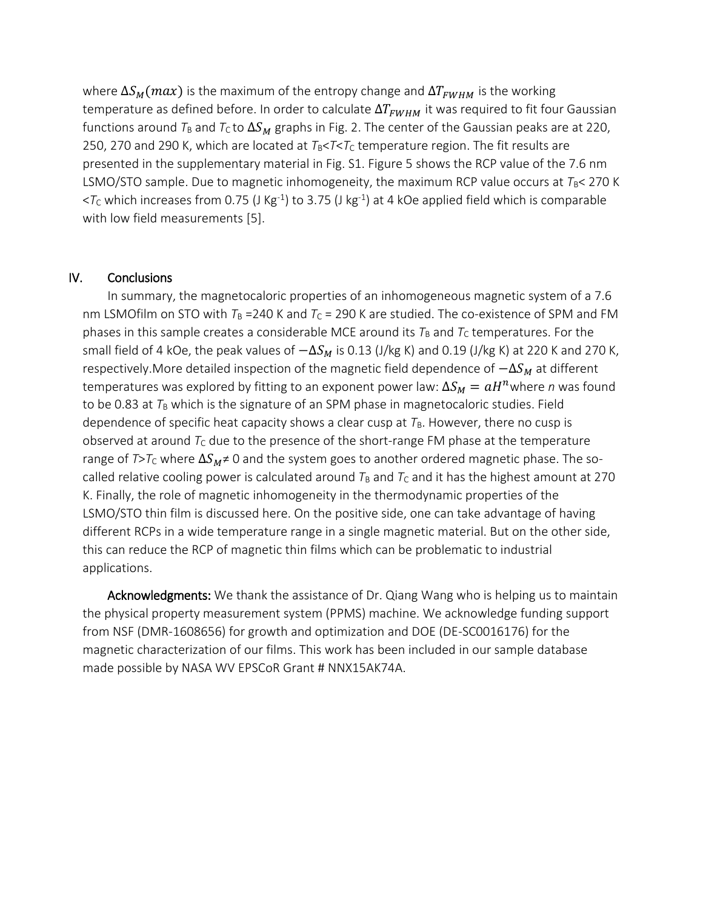where $\Delta S_M(max)$ is the maximum of the entropy change and $\Delta T_{FWHM}$ is the working temperature as defined before. In order to calculate $\Delta T_{FWHM}$ it was required to fit four Gaussian functions around $T_B$ and $T_C$ to $\Delta S_M$ graphs in Fig. 2. The center of the Gaussian peaks are at 220, 250, 270 and 290 K, which are located at $T_B$<$T$<$T_C$ temperature region. The fit results are presented in the supplementary material in Fig. S1. Figure 5 shows the RCP value of the 7.6 nm LSMO/STO sample. Due to magnetic inhomogeneity, the maximum RCP value occurs at $T_B$< 270 K <$T_C$ which increases from 0.75 (J Kg$^{-1}$) to 3.75 (J kg$^{-1}$) at 4 kOe applied field which is comparable with low field measurements [5].

## IV. Conclusions

In summary, the magnetocaloric properties of an inhomogeneous magnetic system of a 7.6 nm LSMOfilm on STO with $T_B$ =240 K and $T_C$ = 290 K are studied. The co-existence of SPM and FM phases in this sample creates a considerable MCE around its $T_B$ and $T_C$ temperatures. For the small field of 4 kOe, the peak values of $-\Delta S_M$ is 0.13 (J/kg K) and 0.19 (J/kg K) at 220 K and 270 K, respectively.More detailed inspection of the magnetic field dependence of $-\Delta S_M$ at different temperatures was explored by fitting to an exponent power law: $\Delta S_M = aH^n$where $n$ was found to be 0.83 at $T_B$ which is the signature of an SPM phase in magnetocaloric studies. Field dependence of specific heat capacity shows a clear cusp at $T_B$. However, there no cusp is observed at around $T_C$ due to the presence of the short-range FM phase at the temperature range of $T$>$T_C$ where $\Delta S_M \neq 0$ and the system goes to another ordered magnetic phase. The so-called relative cooling power is calculated around $T_B$ and $T_C$ and it has the highest amount at 270 K. Finally, the role of magnetic inhomogeneity in the thermodynamic properties of the LSMO/STO thin film is discussed here. On the positive side, one can take advantage of having different RCPs in a wide temperature range in a single magnetic material. But on the other side, this can reduce the RCP of magnetic thin films which can be problematic to industrial applications.

**Acknowledgments:** We thank the assistance of Dr. Qiang Wang who is helping us to maintain the physical property measurement system (PPMS) machine. We acknowledge funding support from NSF (DMR-1608656) for growth and optimization and DOE (DE-SC0016176) for the magnetic characterization of our films. This work has been included in our sample database made possible by NASA WV EPSCoR Grant # NNX15AK74A.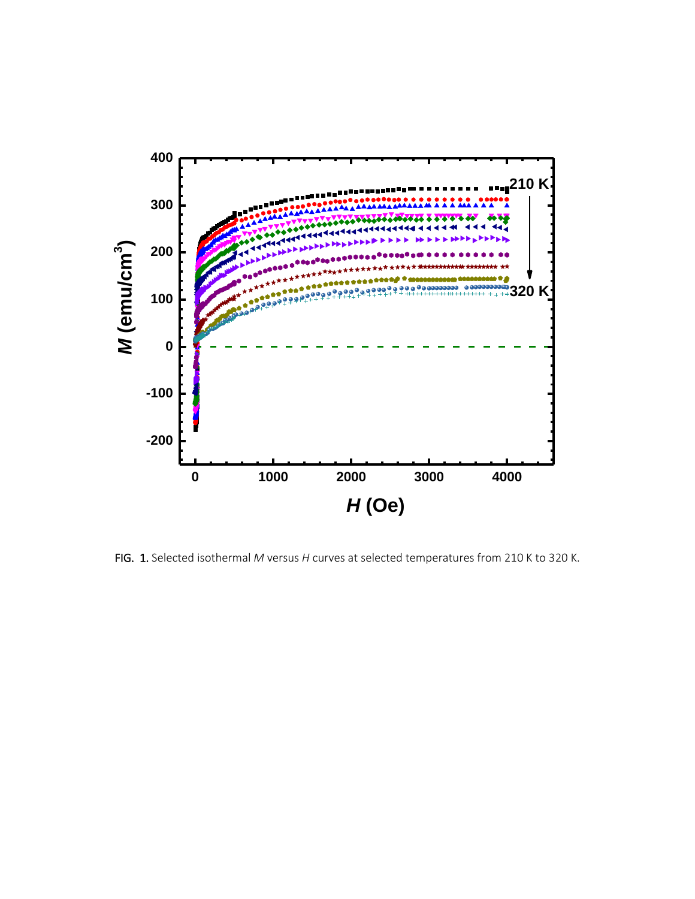FIG. 1. Selected isothermal $M$ versus $H$ curves at selected temperatures from 210 K to 320 K.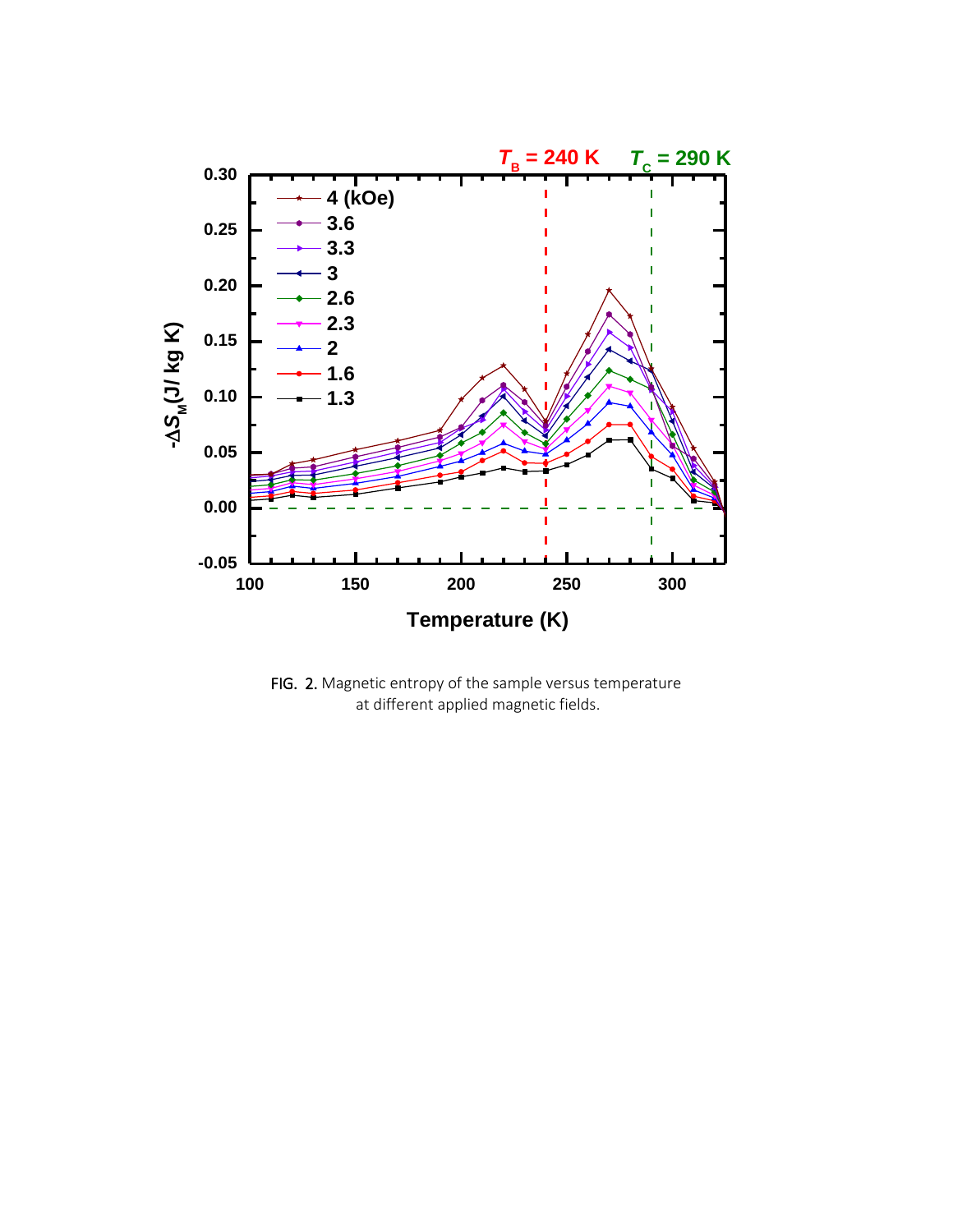FIG. 2. Magnetic entropy of the sample versus temperature at different applied magnetic fields.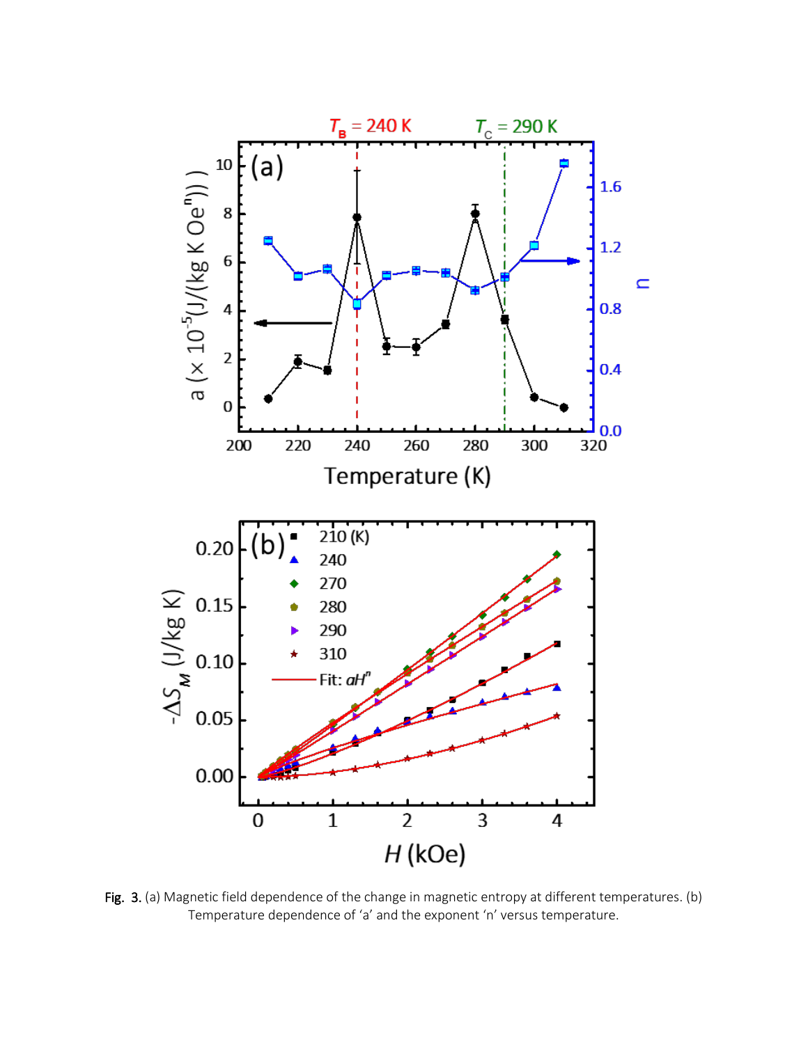Fig. 3. (a) Magnetic field dependence of the change in magnetic entropy at different temperatures. (b) Temperature dependence of ‘a’ and the exponent ‘n’ versus temperature.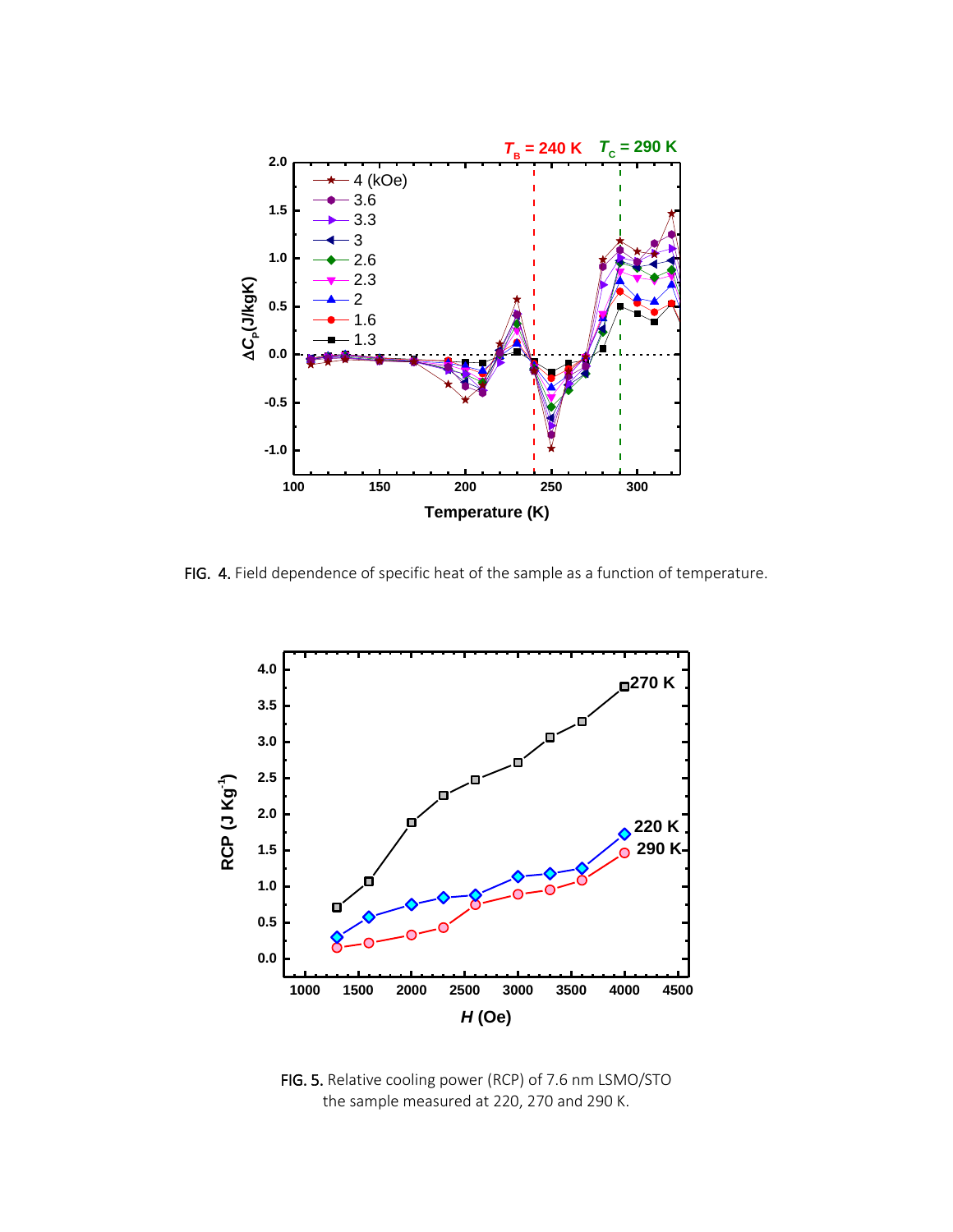FIG. 4. Field dependence of specific heat of the sample as a function of temperature.

FIG. 5. Relative cooling power (RCP) of 7.6 nm LSMO/STO the sample measured at 220, 270 and 290 K.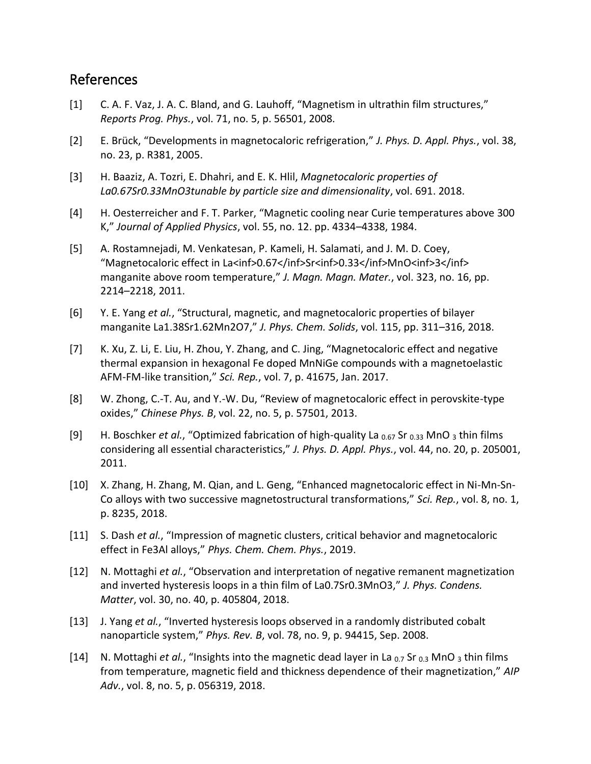## References

[1] C. A. F. Vaz, J. A. C. Bland, and G. Lauhoff, "Magnetism in ultrathin film structures," *Reports Prog. Phys.*, vol. 71, no. 5, p. 56501, 2008.

[2] E. Brück, "Developments in magnetocaloric refrigeration," *J. Phys. D. Appl. Phys.*, vol. 38, no. 23, p. R381, 2005.

[3] H. Baaziz, A. Tozri, E. Dhahri, and E. K. Hlil, *Magnetocaloric properties of La0.67Sr0.33MnO3tunable by particle size and dimensionality*, vol. 691. 2018.

[4] H. Oesterreicher and F. T. Parker, "Magnetic cooling near Curie temperatures above 300 K," *Journal of Applied Physics*, vol. 55, no. 12. pp. 4334–4338, 1984.

[5] A. Rostamnejadi, M. Venkatesan, P. Kameli, H. Salamati, and J. M. D. Coey, "Magnetocaloric effect in La<inf>0.67</inf>Sr<inf>0.33</inf>MnO<inf>3</inf> manganite above room temperature," *J. Magn. Magn. Mater.*, vol. 323, no. 16, pp. 2214–2218, 2011.

[6] Y. E. Yang *et al.*, "Structural, magnetic, and magnetocaloric properties of bilayer manganite La1.38Sr1.62Mn2O7," *J. Phys. Chem. Solids*, vol. 115, pp. 311–316, 2018.

[7] K. Xu, Z. Li, E. Liu, H. Zhou, Y. Zhang, and C. Jing, "Magnetocaloric effect and negative thermal expansion in hexagonal Fe doped MnNiGe compounds with a magnetoelastic AFM-FM-like transition," *Sci. Rep.*, vol. 7, p. 41675, Jan. 2017.

[8] W. Zhong, C.-T. Au, and Y.-W. Du, "Review of magnetocaloric effect in perovskite-type oxides," *Chinese Phys. B*, vol. 22, no. 5, p. 57501, 2013.

[9] H. Boschker *et al.*, "Optimized fabrication of high-quality La $_{0.67}$ Sr $_{0.33}$ MnO $_3$ thin films considering all essential characteristics," *J. Phys. D. Appl. Phys.*, vol. 44, no. 20, p. 205001, 2011.

[10] X. Zhang, H. Zhang, M. Qian, and L. Geng, "Enhanced magnetocaloric effect in Ni-Mn-Sn-Co alloys with two successive magnetostructural transformations," *Sci. Rep.*, vol. 8, no. 1, p. 8235, 2018.

[11] S. Dash *et al.*, "Impression of magnetic clusters, critical behavior and magnetocaloric effect in Fe3Al alloys," *Phys. Chem. Chem. Phys.*, 2019.

[12] N. Mottaghi *et al.*, "Observation and interpretation of negative remanent magnetization and inverted hysteresis loops in a thin film of La0.7Sr0.3MnO3," *J. Phys. Condens. Matter*, vol. 30, no. 40, p. 405804, 2018.

[13] J. Yang *et al.*, "Inverted hysteresis loops observed in a randomly distributed cobalt nanoparticle system," *Phys. Rev. B*, vol. 78, no. 9, p. 94415, Sep. 2008.

[14] N. Mottaghi *et al.*, "Insights into the magnetic dead layer in La $_{0.7}$ Sr $_{0.3}$ MnO $_3$ thin films from temperature, magnetic field and thickness dependence of their magnetization," *AIP Adv.*, vol. 8, no. 5, p. 056319, 2018.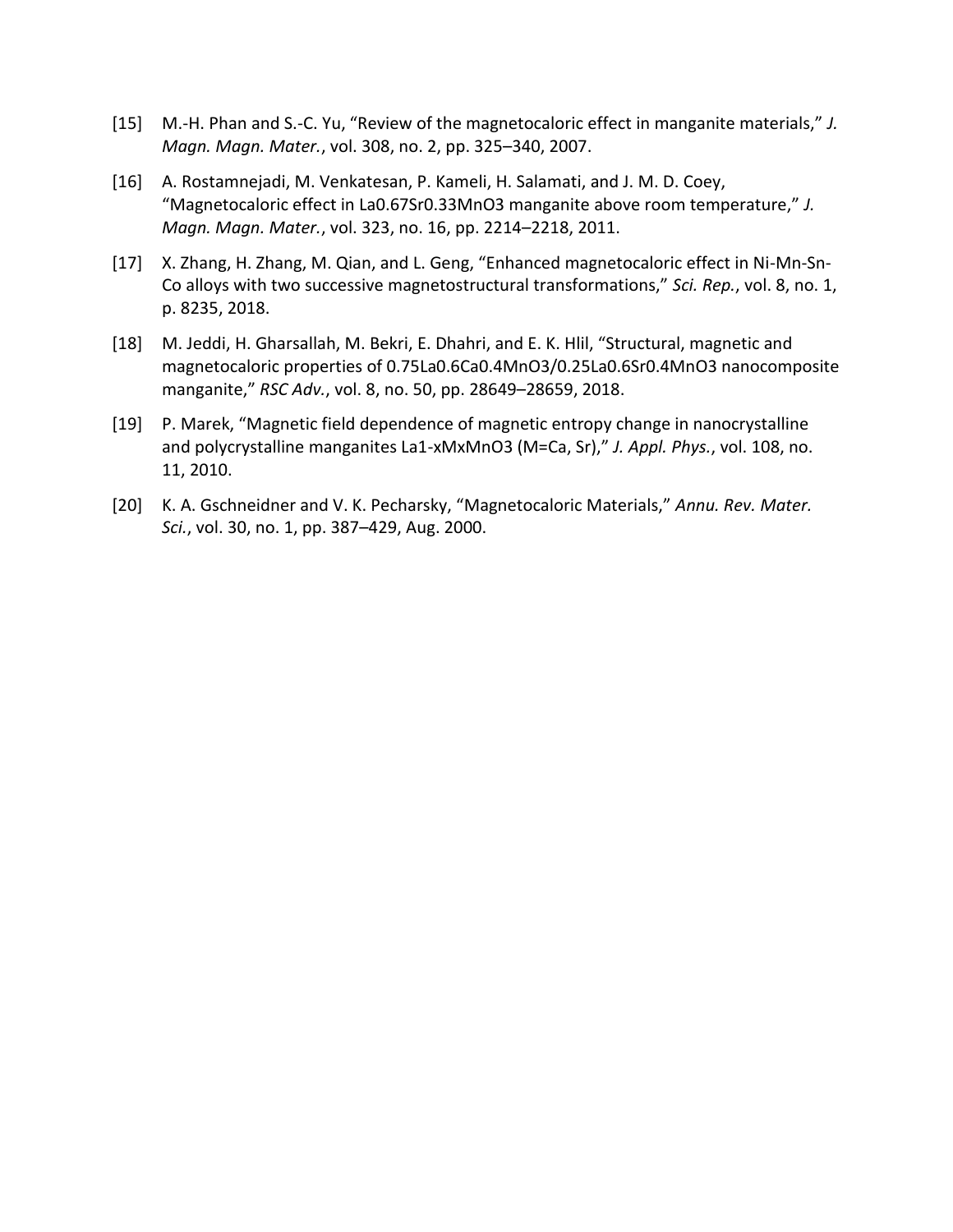[15] M.-H. Phan and S.-C. Yu, "Review of the magnetocaloric effect in manganite materials," *J. Magn. Magn. Mater.*, vol. 308, no. 2, pp. 325–340, 2007.

[16] A. Rostamnejadi, M. Venkatesan, P. Kameli, H. Salamati, and J. M. D. Coey, "Magnetocaloric effect in $La_{0.67}Sr_{0.33}MnO_3$ manganite above room temperature," *J. Magn. Magn. Mater.*, vol. 323, no. 16, pp. 2214–2218, 2011.

[17] X. Zhang, H. Zhang, M. Qian, and L. Geng, "Enhanced magnetocaloric effect in Ni-Mn-Sn-Co alloys with two successive magnetostructural transformations," *Sci. Rep.*, vol. 8, no. 1, p. 8235, 2018.

[18] M. Jeddi, H. Gharsallah, M. Bekri, E. Dhahri, and E. K. Hlil, "Structural, magnetic and magnetocaloric properties of $0.75La_{0.6}Ca_{0.4}MnO_3/0.25La_{0.6}Sr_{0.4}MnO_3$ nanocomposite manganite," *RSC Adv.*, vol. 8, no. 50, pp. 28649–28659, 2018.

[19] P. Marek, "Magnetic field dependence of magnetic entropy change in nanocrystalline and polycrystalline manganites $La_{1-x}M_xMnO_3$ (M=Ca, Sr)," *J. Appl. Phys.*, vol. 108, no. 11, 2010.

[20] K. A. Gschneidner and V. K. Pecharsky, "Magnetocaloric Materials," *Annu. Rev. Mater. Sci.*, vol. 30, no. 1, pp. 387–429, Aug. 2000.